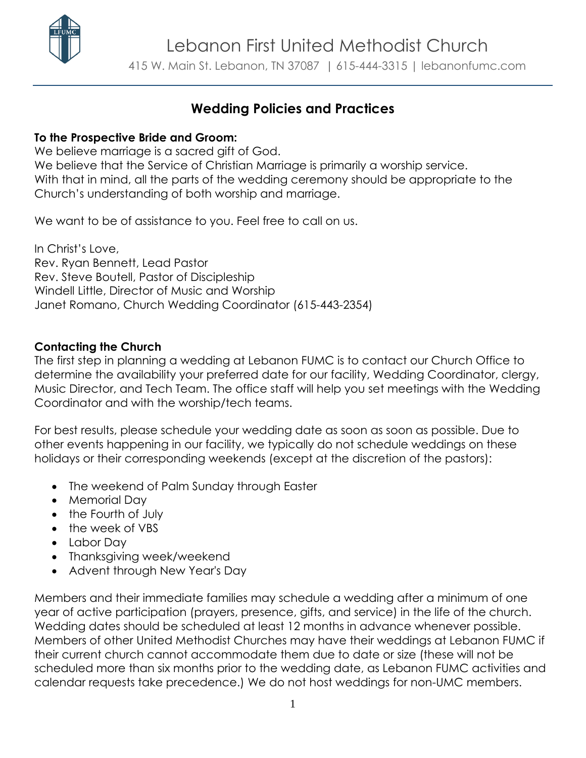# Lebanon First United Methodist Church

415 W. Main St. Lebanon, TN 37087 | 615-444-3315 | lebanonfumc.com

## Wedding Policies and Practices

**To the Prospective Bride and Groom:**
We believe marriage is a sacred gift of God.
We believe that the Service of Christian Marriage is primarily a worship service.
With that in mind, all the parts of the wedding ceremony should be appropriate to the Church's understanding of both worship and marriage.

We want to be of assistance to you. Feel free to call on us.

In Christ's Love,
Rev. Ryan Bennett, Lead Pastor
Rev. Steve Boutell, Pastor of Discipleship
Windell Little, Director of Music and Worship
Janet Romano, Church Wedding Coordinator (615-443-2354)

### Contacting the Church

The first step in planning a wedding at Lebanon FUMC is to contact our Church Office to determine the availability your preferred date for our facility, Wedding Coordinator, clergy, Music Director, and Tech Team. The office staff will help you set meetings with the Wedding Coordinator and with the worship/tech teams.

For best results, please schedule your wedding date as soon as soon as possible. Due to other events happening in our facility, we typically do not schedule weddings on these holidays or their corresponding weekends (except at the discretion of the pastors):

- The weekend of Palm Sunday through Easter
- Memorial Day
- the Fourth of July
- the week of VBS
- Labor Day
- Thanksgiving week/weekend
- Advent through New Year's Day

Members and their immediate families may schedule a wedding after a minimum of one year of active participation (prayers, presence, gifts, and service) in the life of the church. Wedding dates should be scheduled at least 12 months in advance whenever possible. Members of other United Methodist Churches may have their weddings at Lebanon FUMC if their current church cannot accommodate them due to date or size (these will not be scheduled more than six months prior to the wedding date, as Lebanon FUMC activities and calendar requests take precedence.) We do not host weddings for non-UMC members.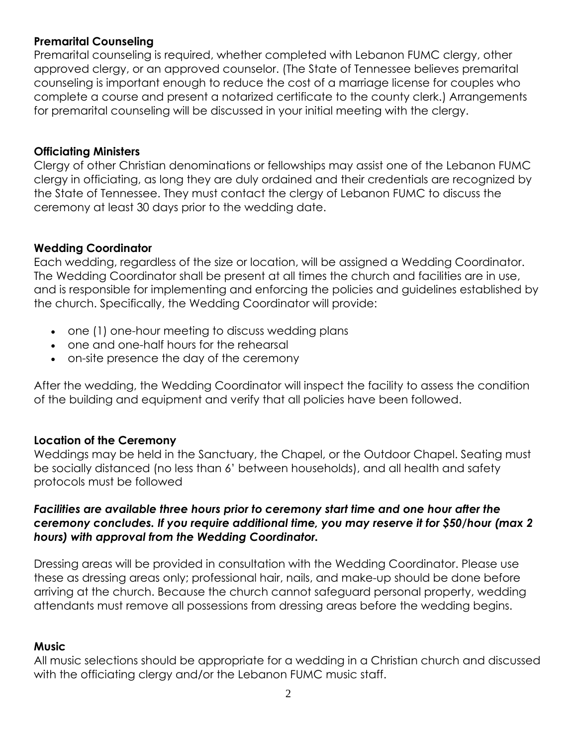### Premarital Counseling

Premarital counseling is required, whether completed with Lebanon FUMC clergy, other approved clergy, or an approved counselor. (The State of Tennessee believes premarital counseling is important enough to reduce the cost of a marriage license for couples who complete a course and present a notarized certificate to the county clerk.) Arrangements for premarital counseling will be discussed in your initial meeting with the clergy.

### Officiating Ministers

Clergy of other Christian denominations or fellowships may assist one of the Lebanon FUMC clergy in officiating, as long they are duly ordained and their credentials are recognized by the State of Tennessee. They must contact the clergy of Lebanon FUMC to discuss the ceremony at least 30 days prior to the wedding date.

### Wedding Coordinator

Each wedding, regardless of the size or location, will be assigned a Wedding Coordinator. The Wedding Coordinator shall be present at all times the church and facilities are in use, and is responsible for implementing and enforcing the policies and guidelines established by the church. Specifically, the Wedding Coordinator will provide:

- one (1) one-hour meeting to discuss wedding plans
- one and one-half hours for the rehearsal
- on-site presence the day of the ceremony

After the wedding, the Wedding Coordinator will inspect the facility to assess the condition of the building and equipment and verify that all policies have been followed.

### Location of the Ceremony

Weddings may be held in the Sanctuary, the Chapel, or the Outdoor Chapel. Seating must be socially distanced (no less than 6' between households), and all health and safety protocols must be followed

***Facilities are available three hours prior to ceremony start time and one hour after the ceremony concludes. If you require additional time, you may reserve it for $50/hour (max 2 hours) with approval from the Wedding Coordinator.***

Dressing areas will be provided in consultation with the Wedding Coordinator. Please use these as dressing areas only; professional hair, nails, and make-up should be done before arriving at the church. Because the church cannot safeguard personal property, wedding attendants must remove all possessions from dressing areas before the wedding begins.

### Music

All music selections should be appropriate for a wedding in a Christian church and discussed with the officiating clergy and/or the Lebanon FUMC music staff.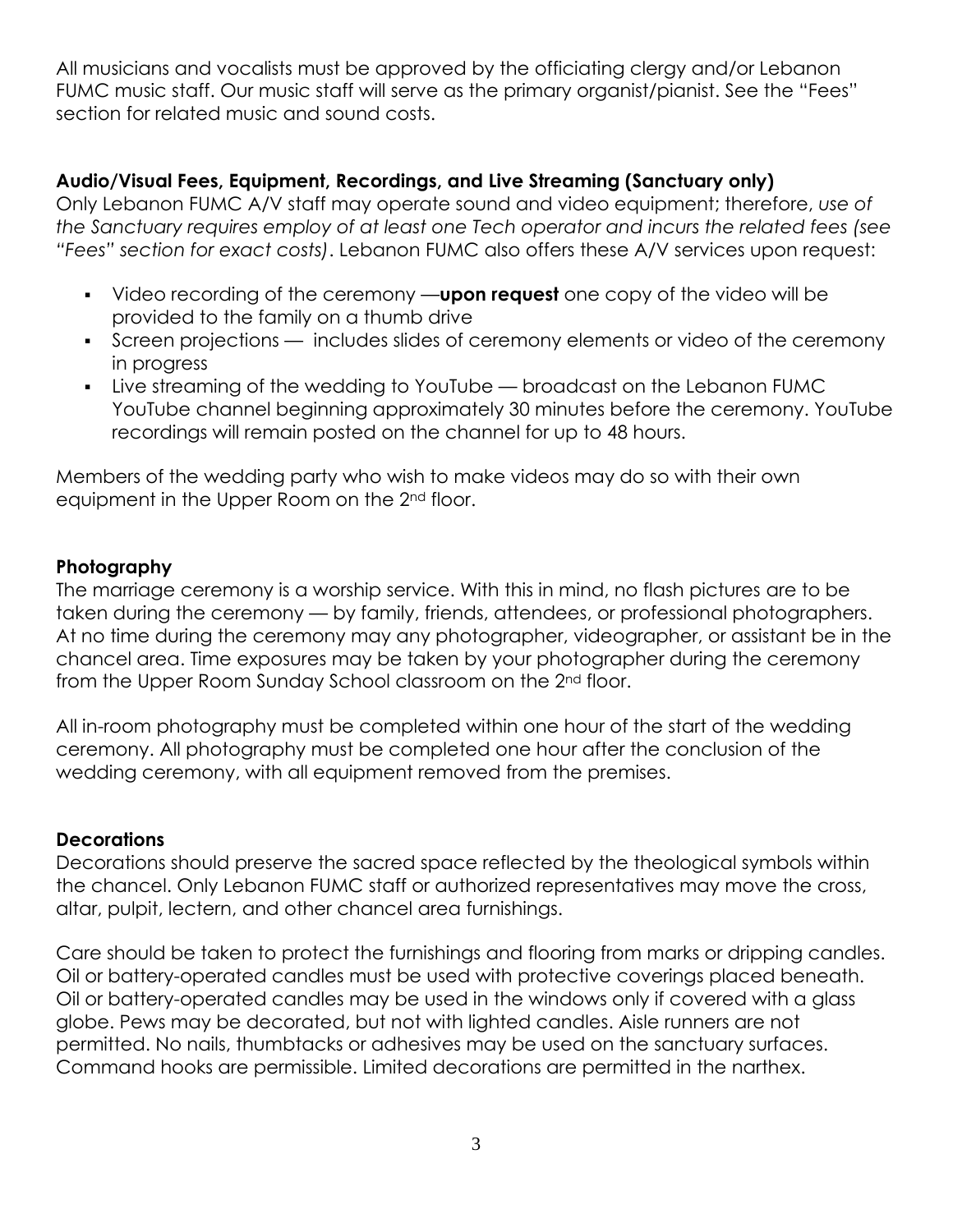All musicians and vocalists must be approved by the officiating clergy and/or Lebanon FUMC music staff. Our music staff will serve as the primary organist/pianist. See the "Fees" section for related music and sound costs.

**Audio/Visual Fees, Equipment, Recordings, and Live Streaming (Sanctuary only)**
Only Lebanon FUMC A/V staff may operate sound and video equipment; therefore, *use of the Sanctuary requires employ of at least one Tech operator and incurs the related fees (see "Fees" section for exact costs)*. Lebanon FUMC also offers these A/V services upon request:

- Video recording of the ceremony —**upon request** one copy of the video will be provided to the family on a thumb drive
- Screen projections — includes slides of ceremony elements or video of the ceremony in progress
- Live streaming of the wedding to YouTube — broadcast on the Lebanon FUMC YouTube channel beginning approximately 30 minutes before the ceremony. YouTube recordings will remain posted on the channel for up to 48 hours.

Members of the wedding party who wish to make videos may do so with their own equipment in the Upper Room on the 2nd floor.

**Photography**
The marriage ceremony is a worship service. With this in mind, no flash pictures are to be taken during the ceremony — by family, friends, attendees, or professional photographers. At no time during the ceremony may any photographer, videographer, or assistant be in the chancel area. Time exposures may be taken by your photographer during the ceremony from the Upper Room Sunday School classroom on the 2nd floor.

All in-room photography must be completed within one hour of the start of the wedding ceremony. All photography must be completed one hour after the conclusion of the wedding ceremony, with all equipment removed from the premises.

**Decorations**
Decorations should preserve the sacred space reflected by the theological symbols within the chancel. Only Lebanon FUMC staff or authorized representatives may move the cross, altar, pulpit, lectern, and other chancel area furnishings.

Care should be taken to protect the furnishings and flooring from marks or dripping candles. Oil or battery-operated candles must be used with protective coverings placed beneath. Oil or battery-operated candles may be used in the windows only if covered with a glass globe. Pews may be decorated, but not with lighted candles. Aisle runners are not permitted. No nails, thumbtacks or adhesives may be used on the sanctuary surfaces. Command hooks are permissible. Limited decorations are permitted in the narthex.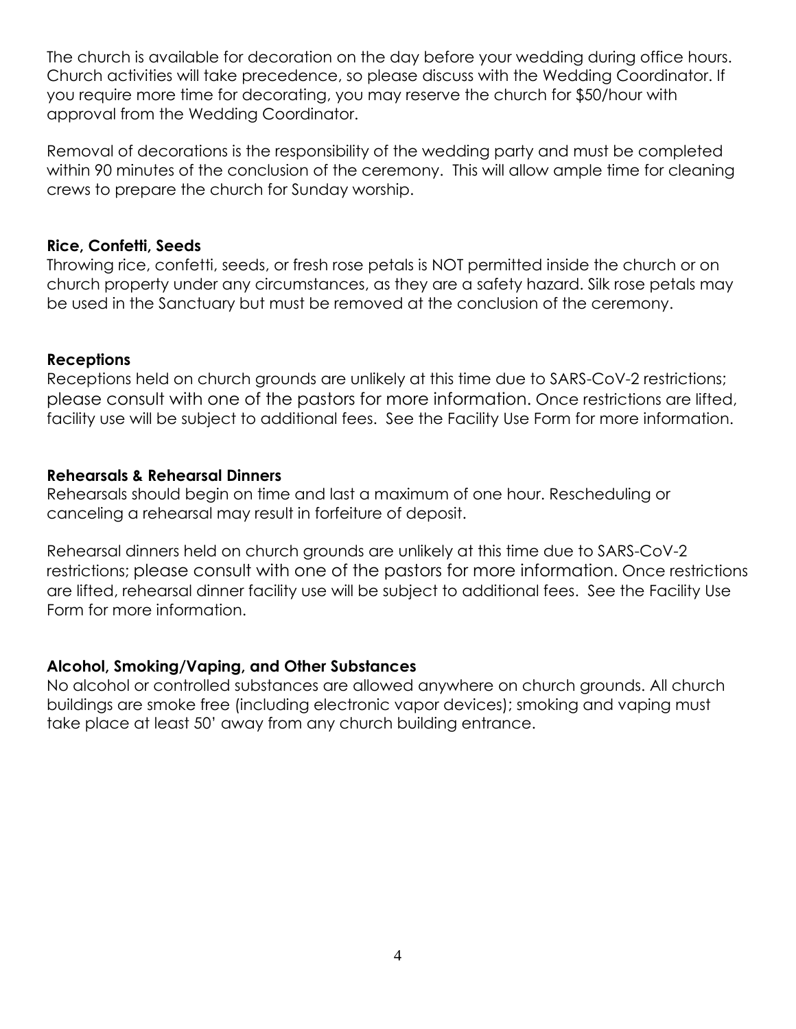The church is available for decoration on the day before your wedding during office hours. Church activities will take precedence, so please discuss with the Wedding Coordinator. If you require more time for decorating, you may reserve the church for $50/hour with approval from the Wedding Coordinator.

Removal of decorations is the responsibility of the wedding party and must be completed within 90 minutes of the conclusion of the ceremony. This will allow ample time for cleaning crews to prepare the church for Sunday worship.

**Rice, Confetti, Seeds**

Throwing rice, confetti, seeds, or fresh rose petals is NOT permitted inside the church or on church property under any circumstances, as they are a safety hazard. Silk rose petals may be used in the Sanctuary but must be removed at the conclusion of the ceremony.

**Receptions**

Receptions held on church grounds are unlikely at this time due to SARS-CoV-2 restrictions; please consult with one of the pastors for more information. Once restrictions are lifted, facility use will be subject to additional fees. See the Facility Use Form for more information.

**Rehearsals & Rehearsal Dinners**

Rehearsals should begin on time and last a maximum of one hour. Rescheduling or canceling a rehearsal may result in forfeiture of deposit.

Rehearsal dinners held on church grounds are unlikely at this time due to SARS-CoV-2 restrictions; please consult with one of the pastors for more information. Once restrictions are lifted, rehearsal dinner facility use will be subject to additional fees. See the Facility Use Form for more information.

**Alcohol, Smoking/Vaping, and Other Substances**

No alcohol or controlled substances are allowed anywhere on church grounds. All church buildings are smoke free (including electronic vapor devices); smoking and vaping must take place at least 50' away from any church building entrance.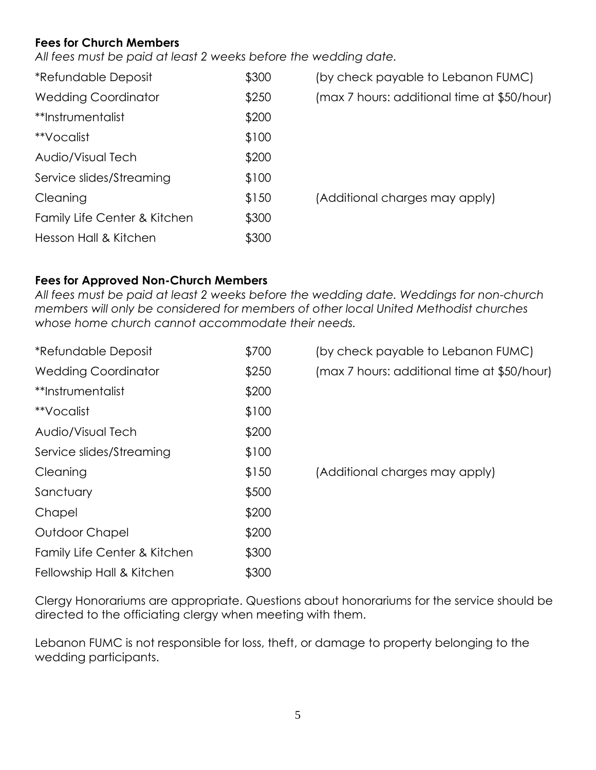### Fees for Church Members

*All fees must be paid at least 2 weeks before the wedding date.*

| | | |
|---|---|---|
| *Refundable Deposit | $300 | (by check payable to Lebanon FUMC) |
| Wedding Coordinator | $250 | (max 7 hours: additional time at $50/hour) |
| **Instrumentalist | $200 | |
| **Vocalist | $100 | |
| Audio/Visual Tech | $200 | |
| Service slides/Streaming | $100 | |
| Cleaning | $150 | (Additional charges may apply) |
| Family Life Center & Kitchen | $300 | |
| Hesson Hall & Kitchen | $300 | |

### Fees for Approved Non-Church Members

*All fees must be paid at least 2 weeks before the wedding date. Weddings for non-church members will only be considered for members of other local United Methodist churches whose home church cannot accommodate their needs.*

| | | |
|---|---|---|
| *Refundable Deposit | $700 | (by check payable to Lebanon FUMC) |
| Wedding Coordinator | $250 | (max 7 hours: additional time at $50/hour) |
| **Instrumentalist | $200 | |
| **Vocalist | $100 | |
| Audio/Visual Tech | $200 | |
| Service slides/Streaming | $100 | |
| Cleaning | $150 | (Additional charges may apply) |
| Sanctuary | $500 | |
| Chapel | $200 | |
| Outdoor Chapel | $200 | |
| Family Life Center & Kitchen | $300 | |
| Fellowship Hall & Kitchen | $300 | |

Clergy Honorariums are appropriate. Questions about honorariums for the service should be directed to the officiating clergy when meeting with them.

Lebanon FUMC is not responsible for loss, theft, or damage to property belonging to the wedding participants.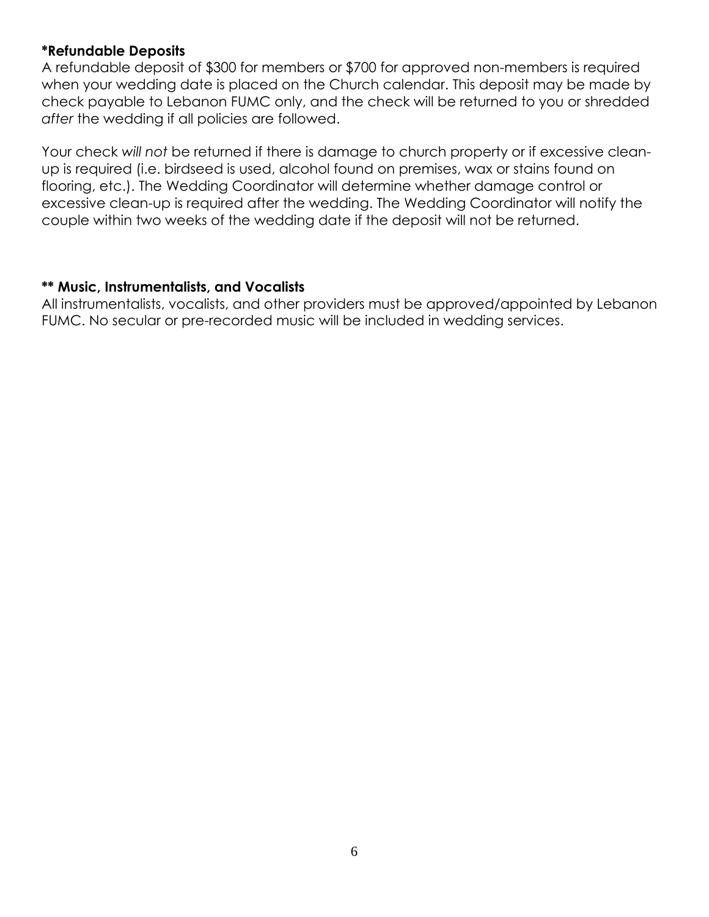**\*Refundable Deposits**

A refundable deposit of $300 for members or $700 for approved non-members is required when your wedding date is placed on the Church calendar. This deposit may be made by check payable to Lebanon FUMC only, and the check will be returned to you or shredded *after* the wedding if all policies are followed.

Your check *will not* be returned if there is damage to church property or if excessive clean-up is required (i.e. birdseed is used, alcohol found on premises, wax or stains found on flooring, etc.). The Wedding Coordinator will determine whether damage control or excessive clean-up is required after the wedding. The Wedding Coordinator will notify the couple within two weeks of the wedding date if the deposit will not be returned.

**\*\* Music, Instrumentalists, and Vocalists**

All instrumentalists, vocalists, and other providers must be approved/appointed by Lebanon FUMC. No secular or pre-recorded music will be included in wedding services.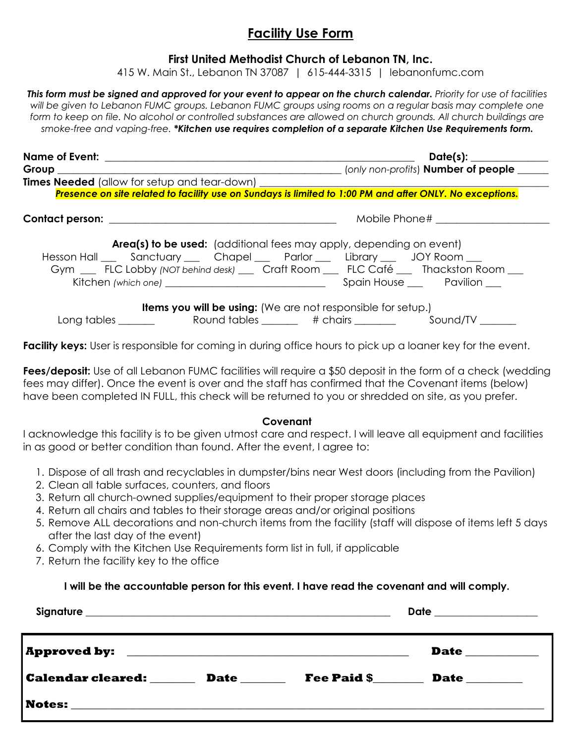# Facility Use Form

**First United Methodist Church of Lebanon TN, Inc.**

415 W. Main St., Lebanon TN 37087 | 615-444-3315 | lebanonfumc.com

***This form must be signed and approved for your event to appear on the church calendar.*** *Priority for use of facilities will be given to Lebanon FUMC groups. Lebanon FUMC groups using rooms on a regular basis may complete one form to keep on file. No alcohol or controlled substances are allowed on church grounds. All church buildings are smoke-free and vaping-free.* ***\*Kitchen use requires completion of a separate Kitchen Use Requirements form.***

**Name of Event:** ______________________________ **Date(s):** ______________

**Group** ______________________________ (*only non-profits*) **Number of people** ______

**Times Needed** (allow for setup and tear-down) ______________________________

***Presence on site related to facility use on Sundays is limited to 1:00 PM and after ONLY. No exceptions.***

**Contact person:** ______________________________ Mobile Phone# ______________________

**Area(s) to be used:** (additional fees may apply, depending on event)

Hesson Hall ___ Sanctuary ___ Chapel ___ Parlor ___ Library ___ JOY Room ___

Gym ___ FLC Lobby *(NOT behind desk)* ___ Craft Room ___ FLC Café ___ Thackston Room ___

Kitchen *(which one)* ______________________________ Spain House ___ Pavilion ___

**Items you will be using:** (We are not responsible for setup.)

Long tables _______ Round tables _______ # chairs ________ Sound/TV _______

**Facility keys:** User is responsible for coming in during office hours to pick up a loaner key for the event.

**Fees/deposit:** Use of all Lebanon FUMC facilities will require a $50 deposit in the form of a check (wedding fees may differ). Once the event is over and the staff has confirmed that the Covenant items (below) have been completed IN FULL, this check will be returned to you or shredded on site, as you prefer.

**Covenant**

I acknowledge this facility is to be given utmost care and respect. I will leave all equipment and facilities in as good or better condition than found. After the event, I agree to:

1. Dispose of all trash and recyclables in dumpster/bins near West doors (including from the Pavilion)
2. Clean all table surfaces, counters, and floors
3. Return all church-owned supplies/equipment to their proper storage places
4. Return all chairs and tables to their storage areas and/or original positions
5. Remove ALL decorations and non-church items from the facility (staff will dispose of items left 5 days after the last day of the event)
6. Comply with the Kitchen Use Requirements form list in full, if applicable
7. Return the facility key to the office

**I will be the accountable person for this event. I have read the covenant and will comply.**

**Signature** ______________________________ **Date** ____________________

**Approved by:** ______________________________ **Date** _____________

**Calendar cleared:** ________ **Date** ________ **Fee Paid $**_________ **Date** __________

**Notes:** ______________________________________________________________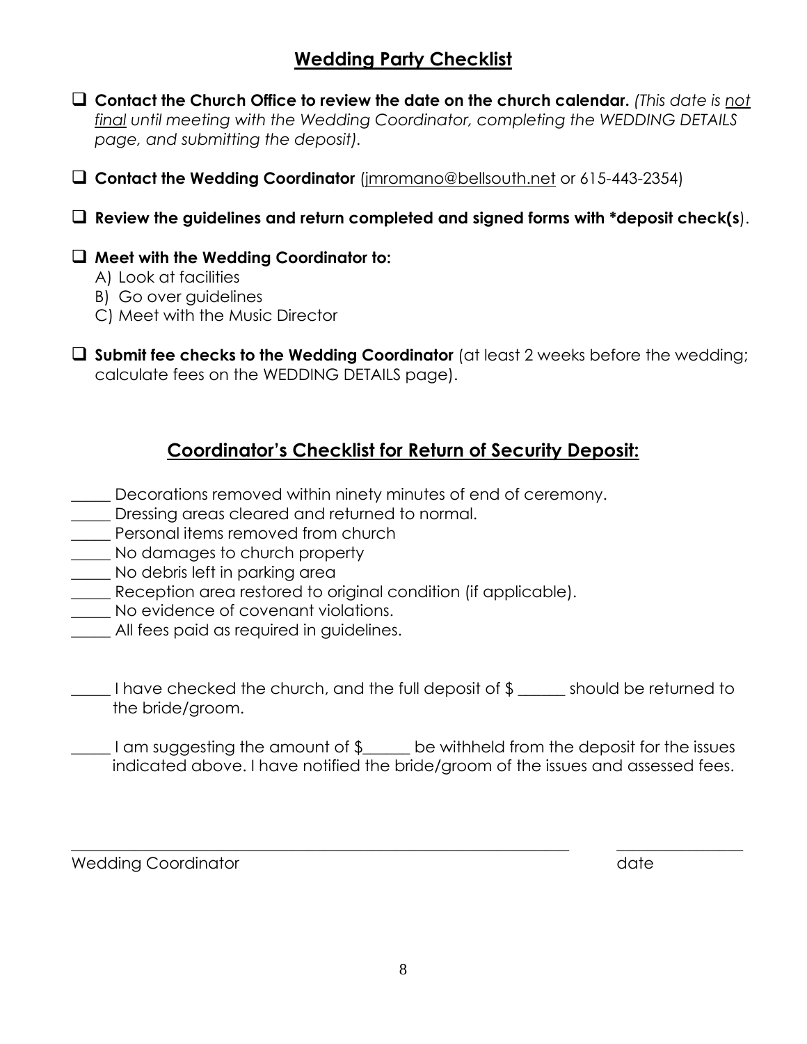## Wedding Party Checklist

- [ ] **Contact the Church Office to review the date on the church calendar.** *(This date is <u>not final</u> until meeting with the Wedding Coordinator, completing the WEDDING DETAILS page, and submitting the deposit).*
- [ ] **Contact the Wedding Coordinator** (jmromano@bellsouth.net or 615-443-2354)
- [ ] **Review the guidelines and return completed and signed forms with *deposit check(s**).
- [ ] **Meet with the Wedding Coordinator to:**
  - A) Look at facilities
  - B) Go over guidelines
  - C) Meet with the Music Director
- [ ] **Submit fee checks to the Wedding Coordinator** (at least 2 weeks before the wedding; calculate fees on the WEDDING DETAILS page).

## Coordinator's Checklist for Return of Security Deposit:

_____ Decorations removed within ninety minutes of end of ceremony.
_____ Dressing areas cleared and returned to normal.
_____ Personal items removed from church
_____ No damages to church property
_____ No debris left in parking area
_____ Reception area restored to original condition (if applicable).
_____ No evidence of covenant violations.
_____ All fees paid as required in guidelines.

_____ I have checked the church, and the full deposit of $ ______ should be returned to the bride/groom.

_____ I am suggesting the amount of $______ be withheld from the deposit for the issues indicated above. I have notified the bride/groom of the issues and assessed fees.

_________________________________________________________________ _______________
Wedding Coordinator date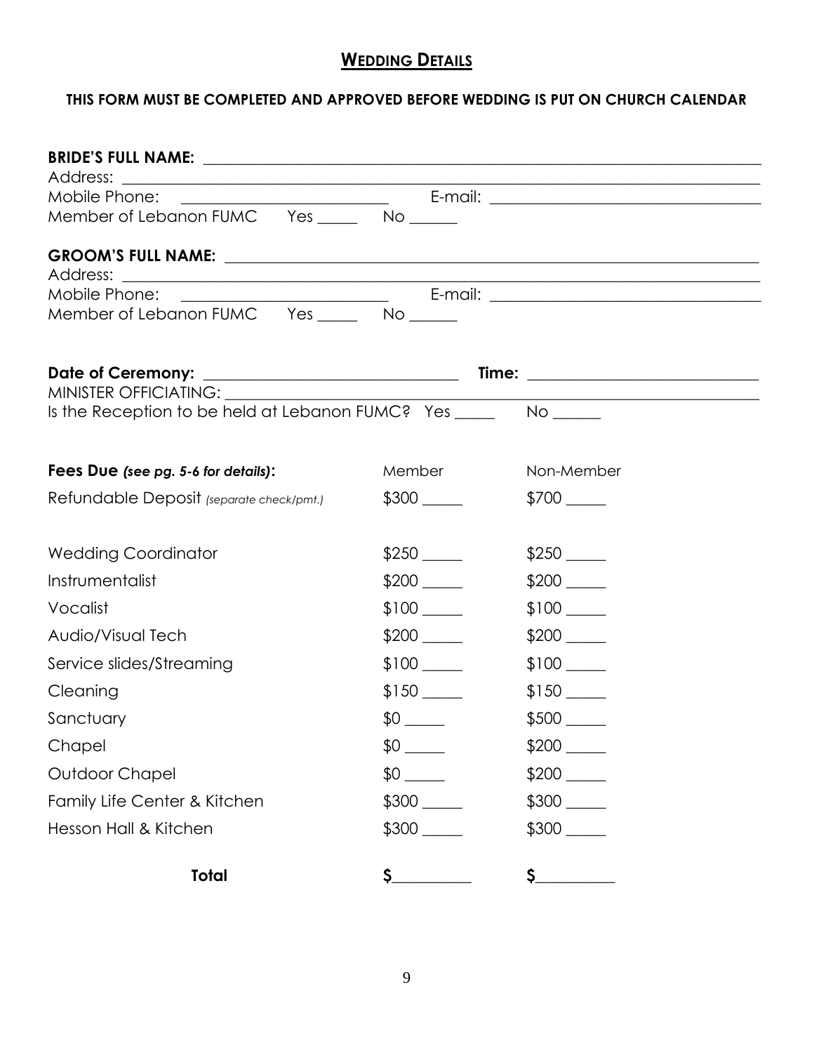# WEDDING DETAILS

**THIS FORM MUST BE COMPLETED AND APPROVED BEFORE WEDDING IS PUT ON CHURCH CALENDAR**

**BRIDE'S FULL NAME:** ____________________________________________
Address: ____________________________________________
Mobile Phone: ______________________ E-mail: ______________________
Member of Lebanon FUMC Yes _____ No ______

**GROOM'S FULL NAME:** ____________________________________________
Address: ____________________________________________
Mobile Phone: ______________________ E-mail: ______________________
Member of Lebanon FUMC Yes _____ No ______

**Date of Ceremony:** ______________________ **Time:** ______________________
MINISTER OFFICIATING: ____________________________________________
Is the Reception to be held at Lebanon FUMC? Yes _____ No ______

| **Fees Due** ***(see pg. 5-6 for details)*****:** | Member | Non-Member |
|---|---|---|
| Refundable Deposit *(separate check/pmt.)* | $300 _____ | $700 _____ |
| Wedding Coordinator | $250 _____ | $250 _____ |
| Instrumentalist | $200 _____ | $200 _____ |
| Vocalist | $100 _____ | $100 _____ |
| Audio/Visual Tech | $200 _____ | $200 _____ |
| Service slides/Streaming | $100 _____ | $100 _____ |
| Cleaning | $150 _____ | $150 _____ |
| Sanctuary | $0 _____ | $500 _____ |
| Chapel | $0 _____ | $200 _____ |
| Outdoor Chapel | $0 _____ | $200 _____ |
| Family Life Center & Kitchen | $300 _____ | $300 _____ |
| Hesson Hall & Kitchen | $300 _____ | $300 _____ |
| **Total** | **$**_________ | **$**_________ |